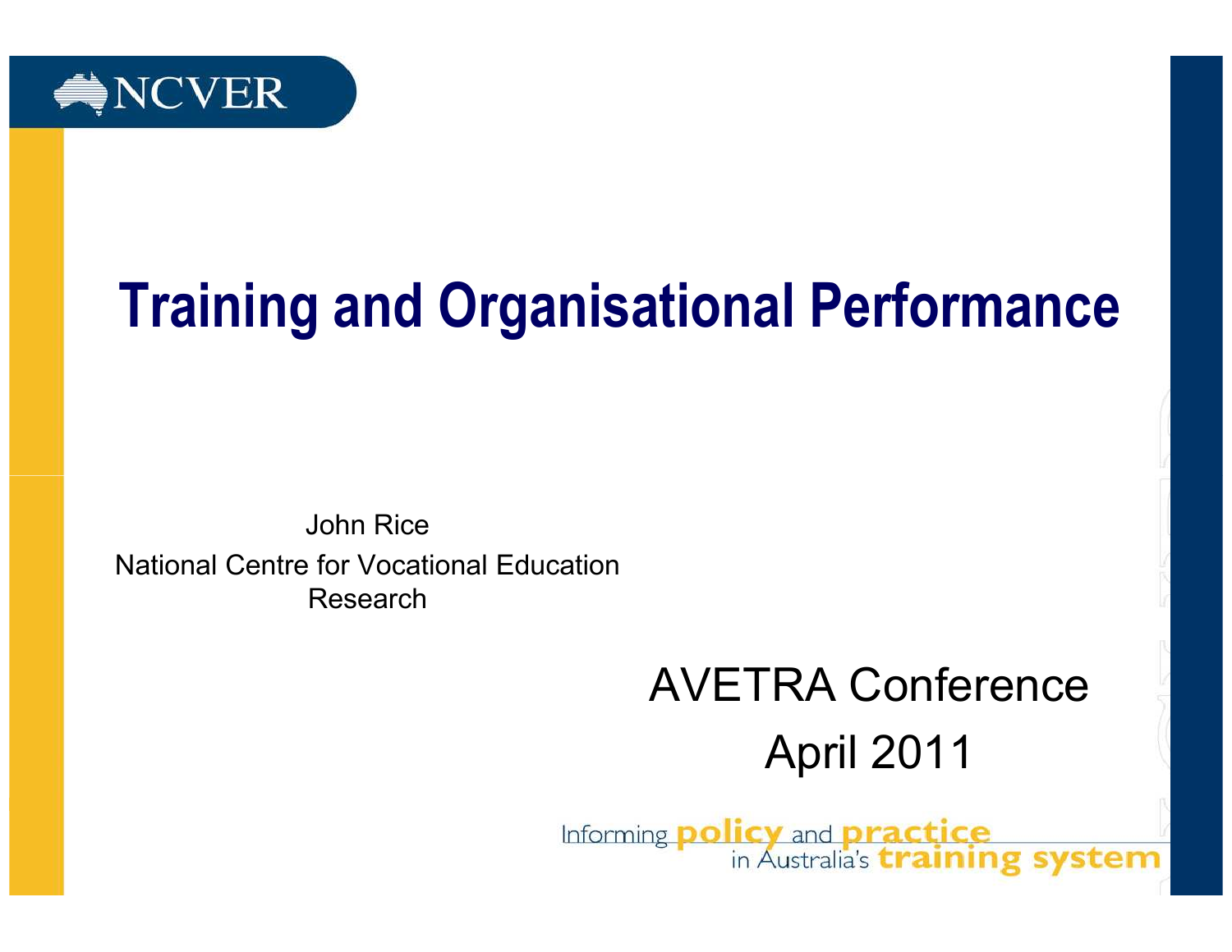NCVER

# Training and Organisational Performance

John Rice
National Centre for Vocational Education Research

AVETRA Conference
April 2011

Informing policy and practice in Australia's training system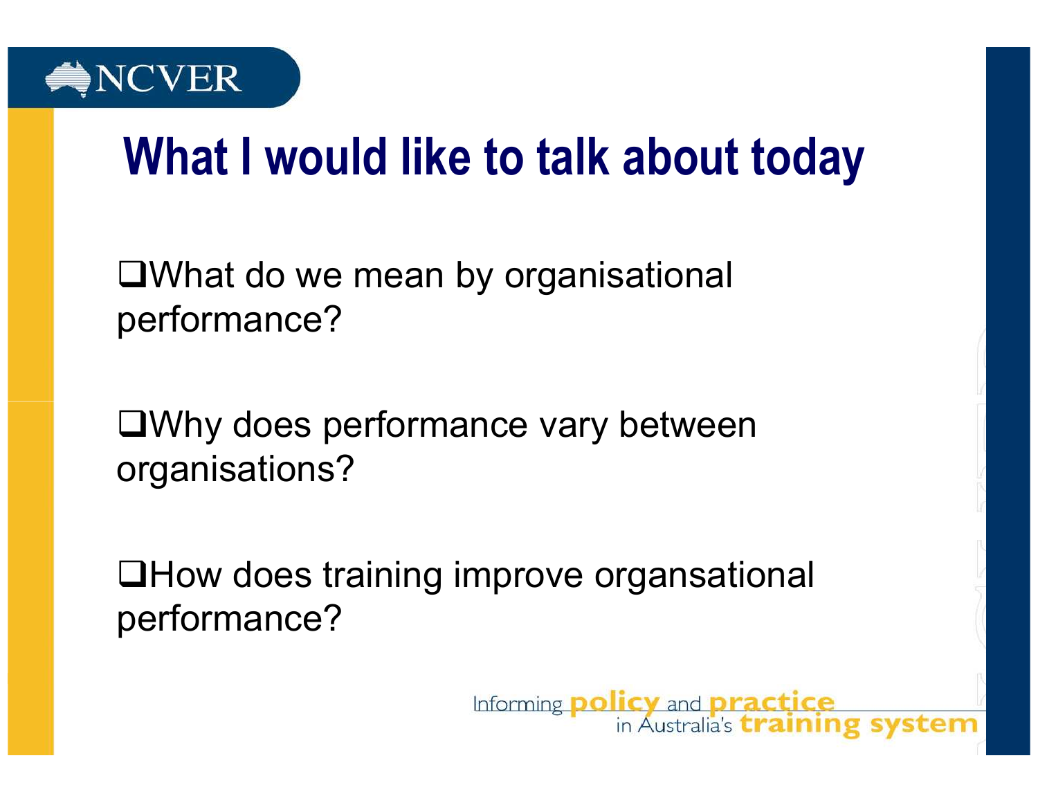# What I would like to talk about today

- What do we mean by organisational performance?
- Why does performance vary between organisations?
- How does training improve organsational performance?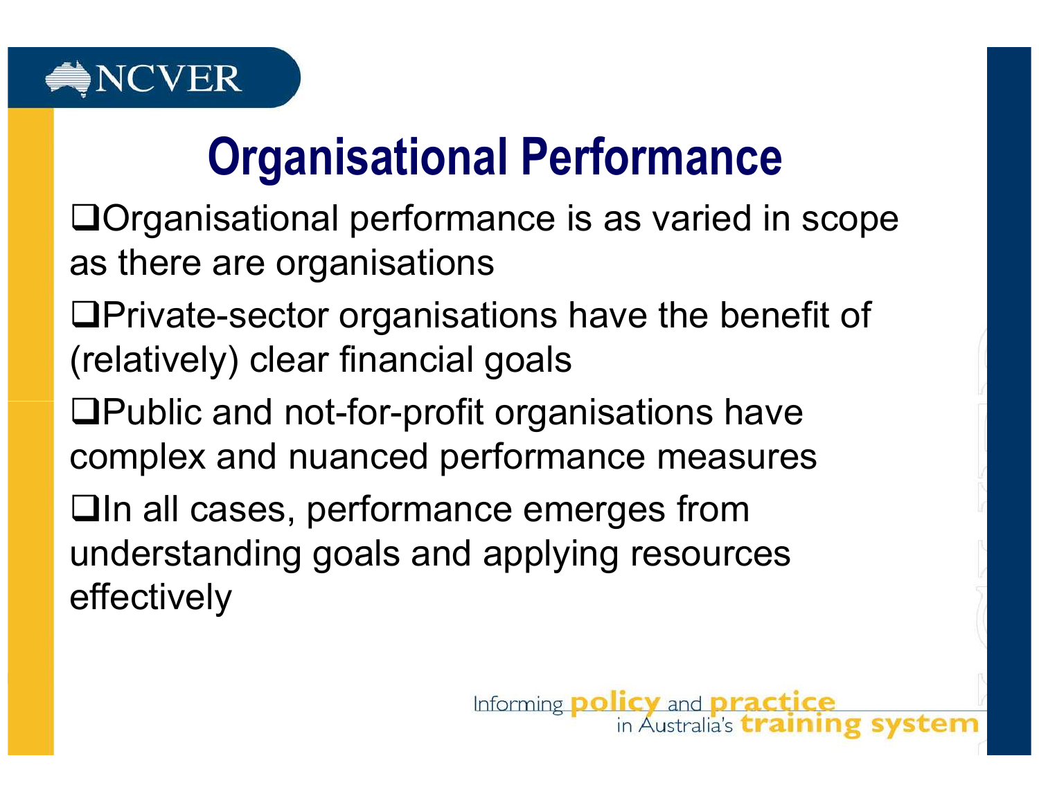# Organisational Performance

- Organisational performance is as varied in scope as there are organisations
- Private-sector organisations have the benefit of (relatively) clear financial goals
- Public and not-for-profit organisations have complex and nuanced performance measures
- In all cases, performance emerges from understanding goals and applying resources effectively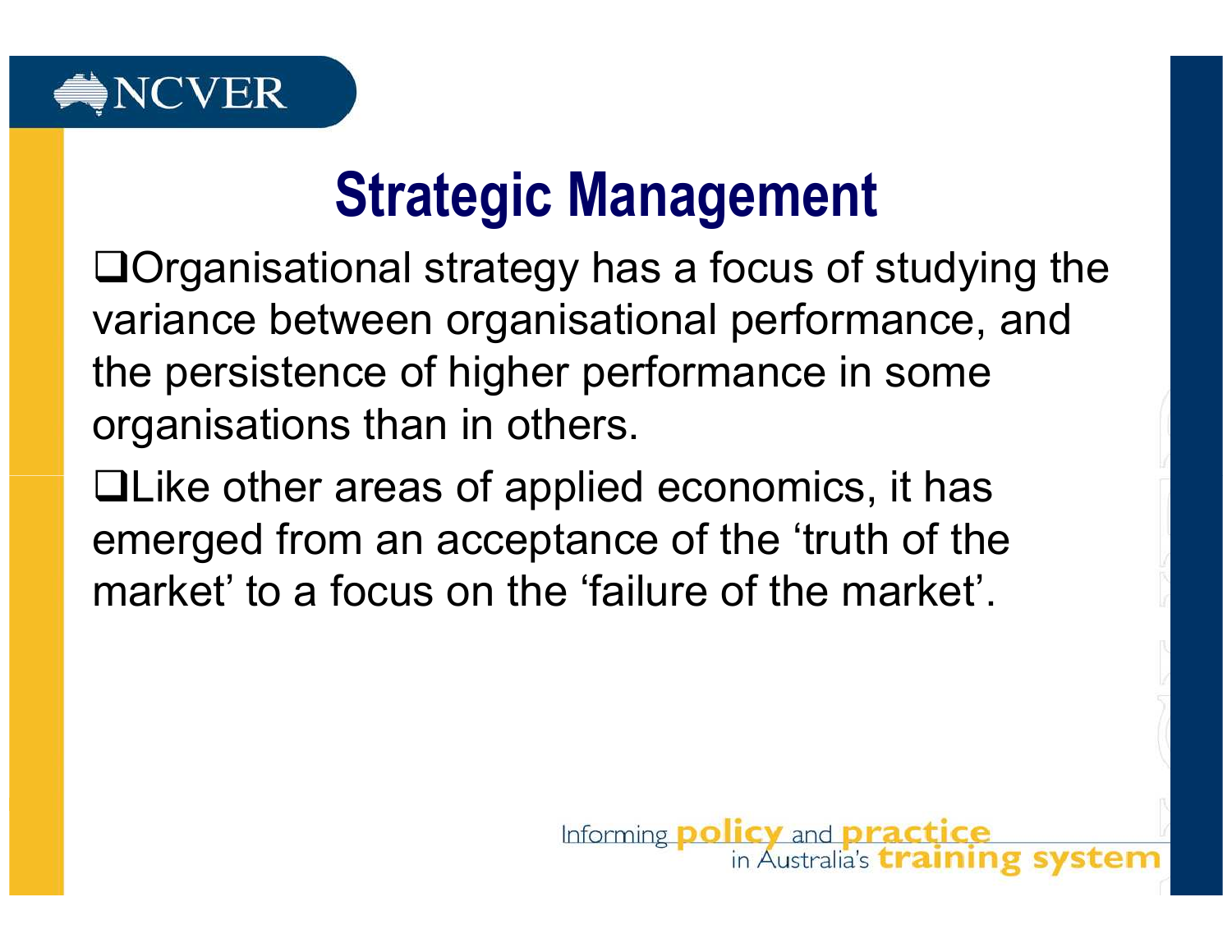# Strategic Management

- Organisational strategy has a focus of studying the variance between organisational performance, and the persistence of higher performance in some organisations than in others.
- Like other areas of applied economics, it has emerged from an acceptance of the 'truth of the market' to a focus on the 'failure of the market'.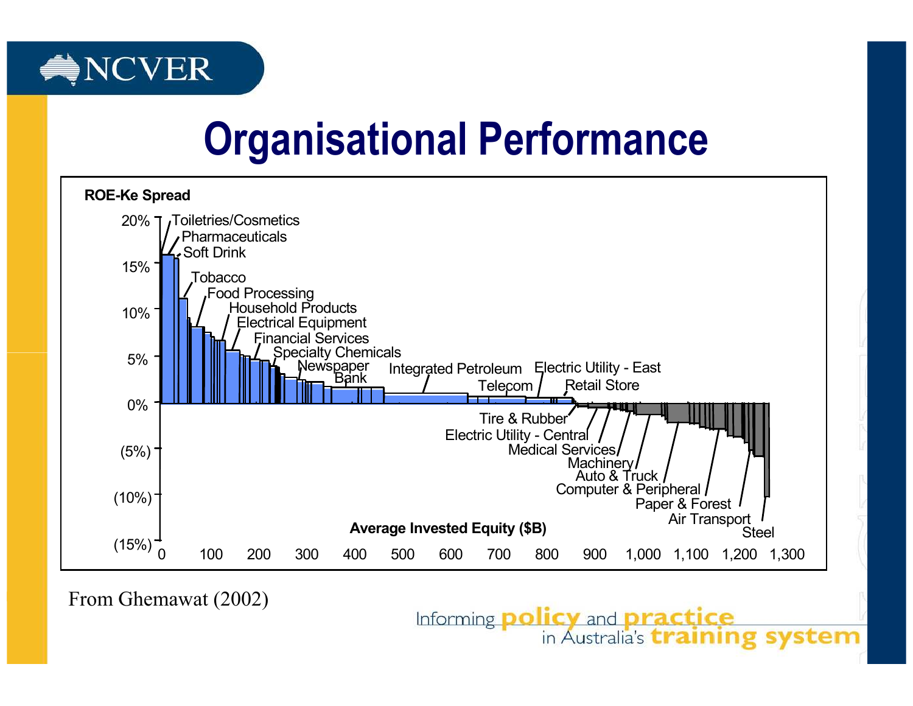# Organisational Performance

ROE-Ke Spread

20%, 15%, 10%, 5%, 0%, (5%), (10%), (15%)

Toiletries/Cosmetics
Pharmaceuticals
Soft Drink
Tobacco
Food Processing
Household Products
Electrical Equipment
Financial Services
Specialty Chemicals
Newspaper
Bank
Integrated Petroleum
Telecom
Electric Utility - East
Retail Store
Tire & Rubber
Electric Utility - Central
Medical Services
Machinery
Auto & Truck
Computer & Peripheral
Paper & Forest
Air Transport
Steel

Average Invested Equity ($B)

0, 100, 200, 300, 400, 500, 600, 700, 800, 900, 1,000, 1,100, 1,200, 1,300

From Ghemawat (2002)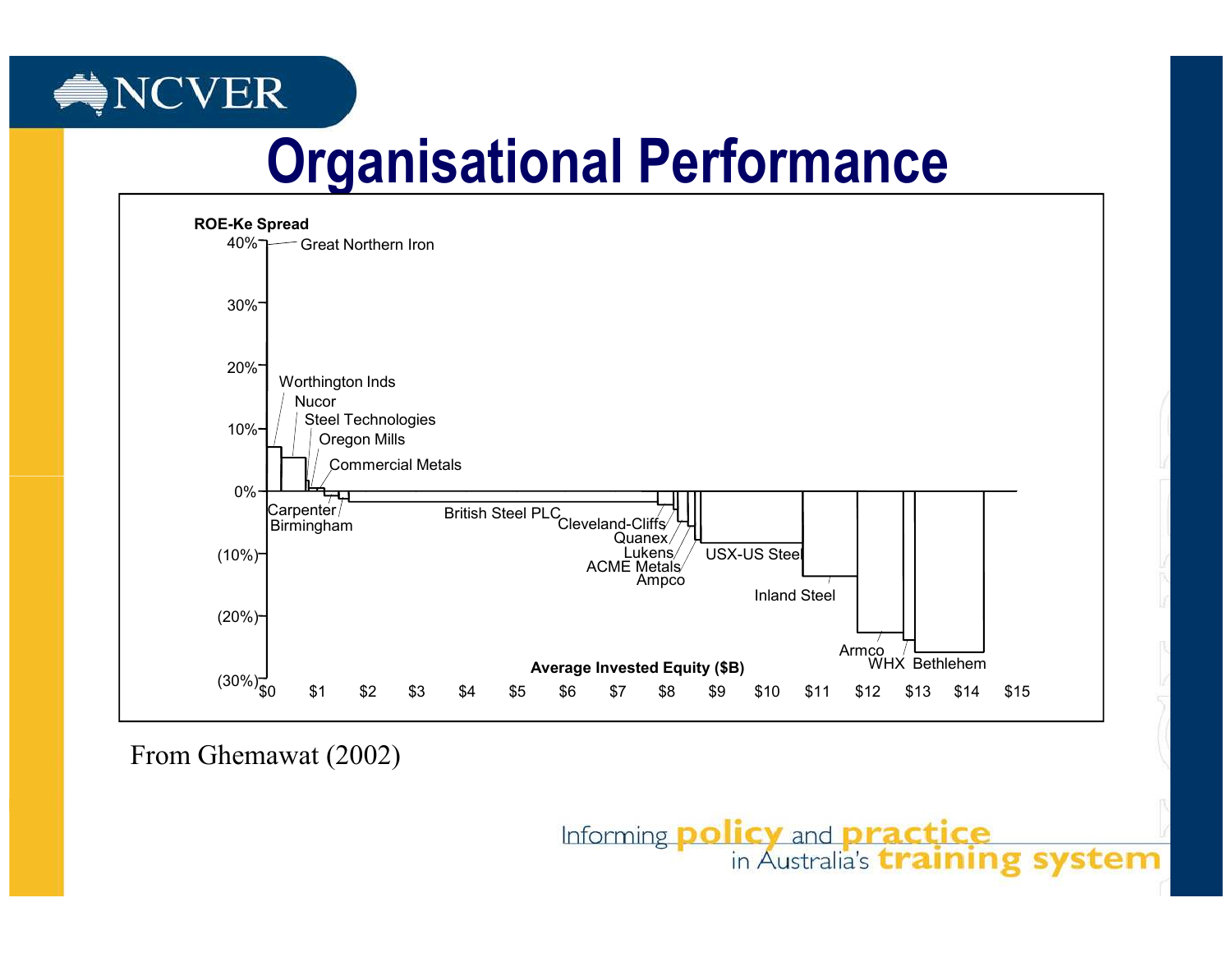# Organisational Performance

ROE-Ke Spread

40% — Great Northern Iron

30%

20%

10% — Worthington Inds, Nucor, Steel Technologies, Oregon Mills, Commercial Metals

0% — Carpenter, Birmingham, British Steel PLC, Cleveland-Cliffs, Quanex, Lukens, ACME Metals, Ampco, USX-US Steel, Inland Steel, Armco, WHX, Bethlehem

(10%)

(20%)

(30%)

Average Invested Equity ($B)

$0 $1 $2 $3 $4 $5 $6 $7 $8 $9 $10 $11 $12 $13 $14 $15

From Ghemawat (2002)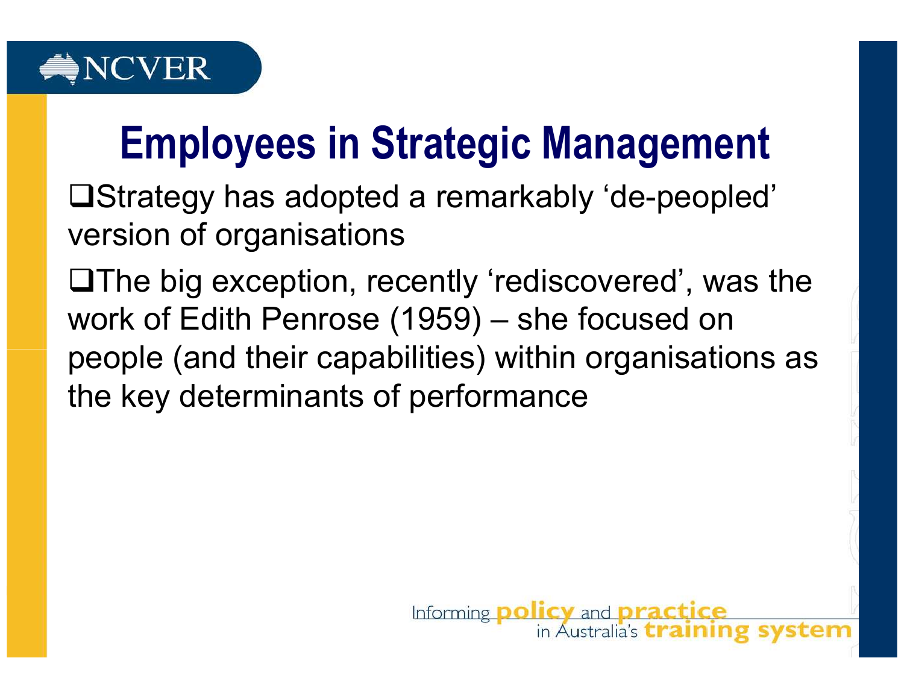# Employees in Strategic Management

- Strategy has adopted a remarkably 'de-peopled' version of organisations
- The big exception, recently 'rediscovered', was the work of Edith Penrose (1959) – she focused on people (and their capabilities) within organisations as the key determinants of performance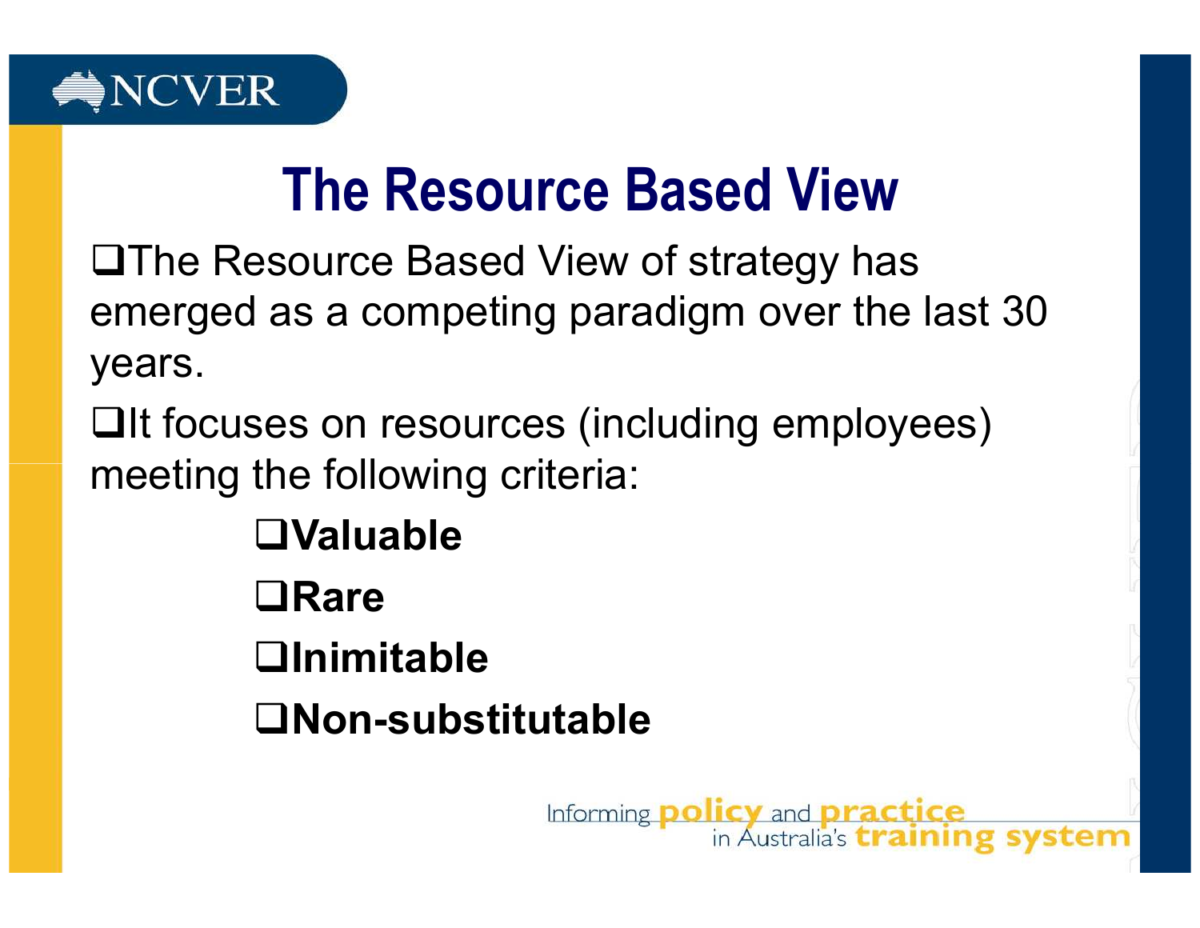# The Resource Based View

- The Resource Based View of strategy has emerged as a competing paradigm over the last 30 years.
- It focuses on resources (including employees) meeting the following criteria:
  - **Valuable**
  - **Rare**
  - **Inimitable**
  - **Non-substitutable**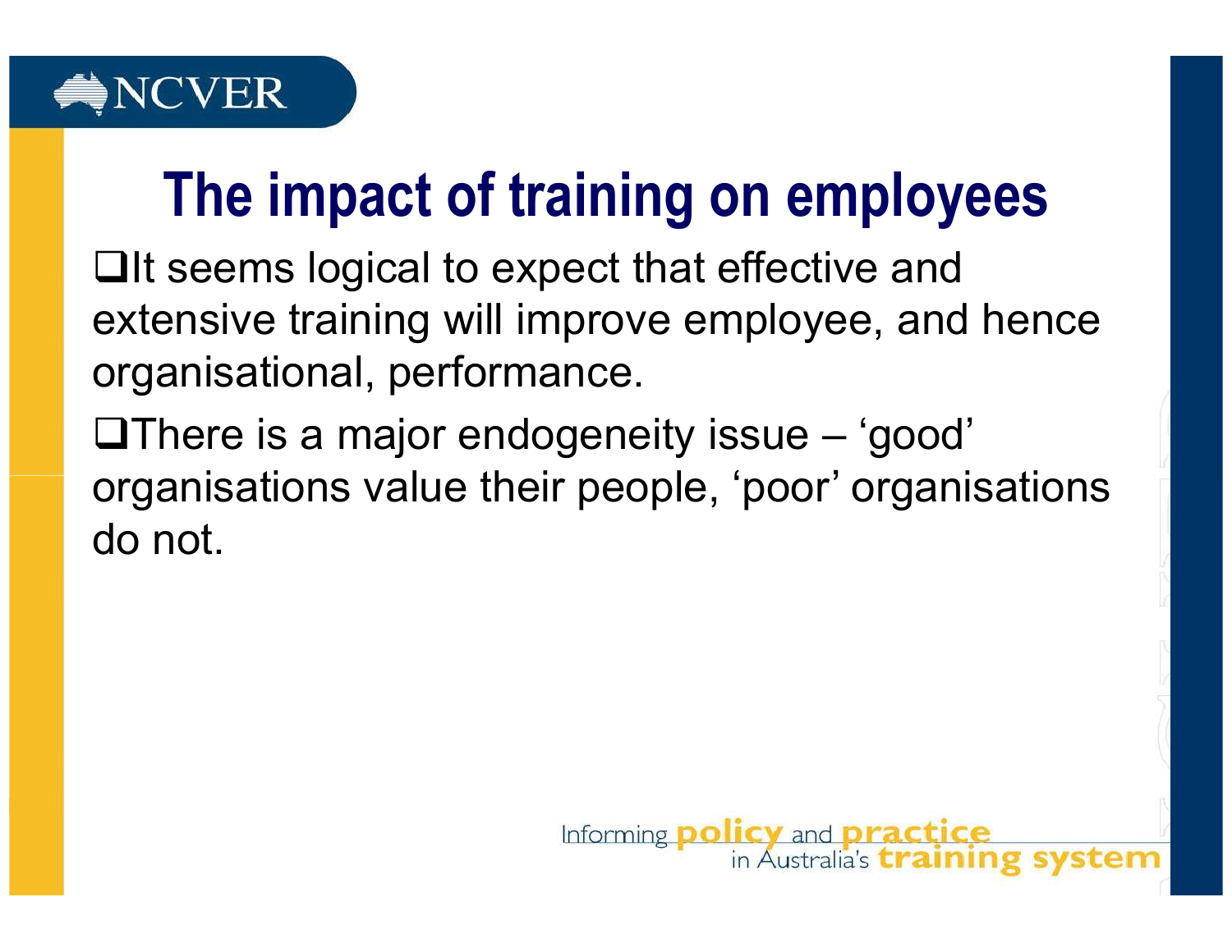# The impact of training on employees

- It seems logical to expect that effective and extensive training will improve employee, and hence organisational, performance.
- There is a major endogeneity issue – ‘good’ organisations value their people, ‘poor’ organisations do not.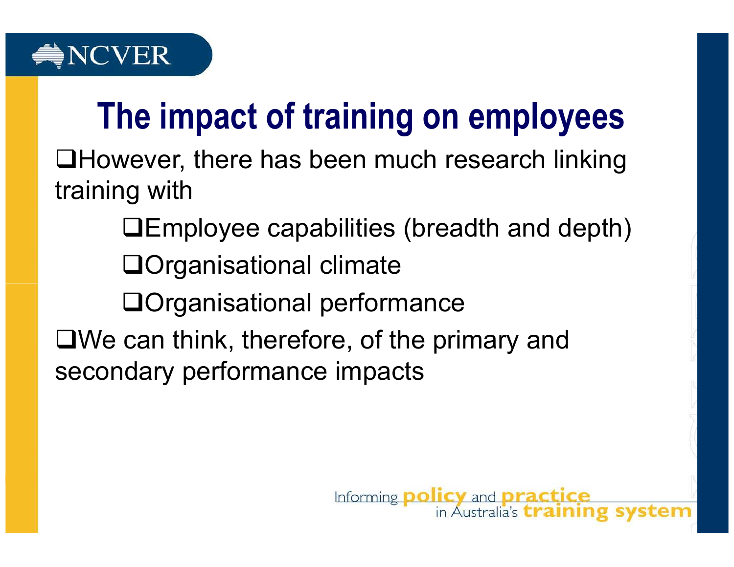# The impact of training on employees

- However, there has been much research linking training with
  - Employee capabilities (breadth and depth)
  - Organisational climate
  - Organisational performance
- We can think, therefore, of the primary and secondary performance impacts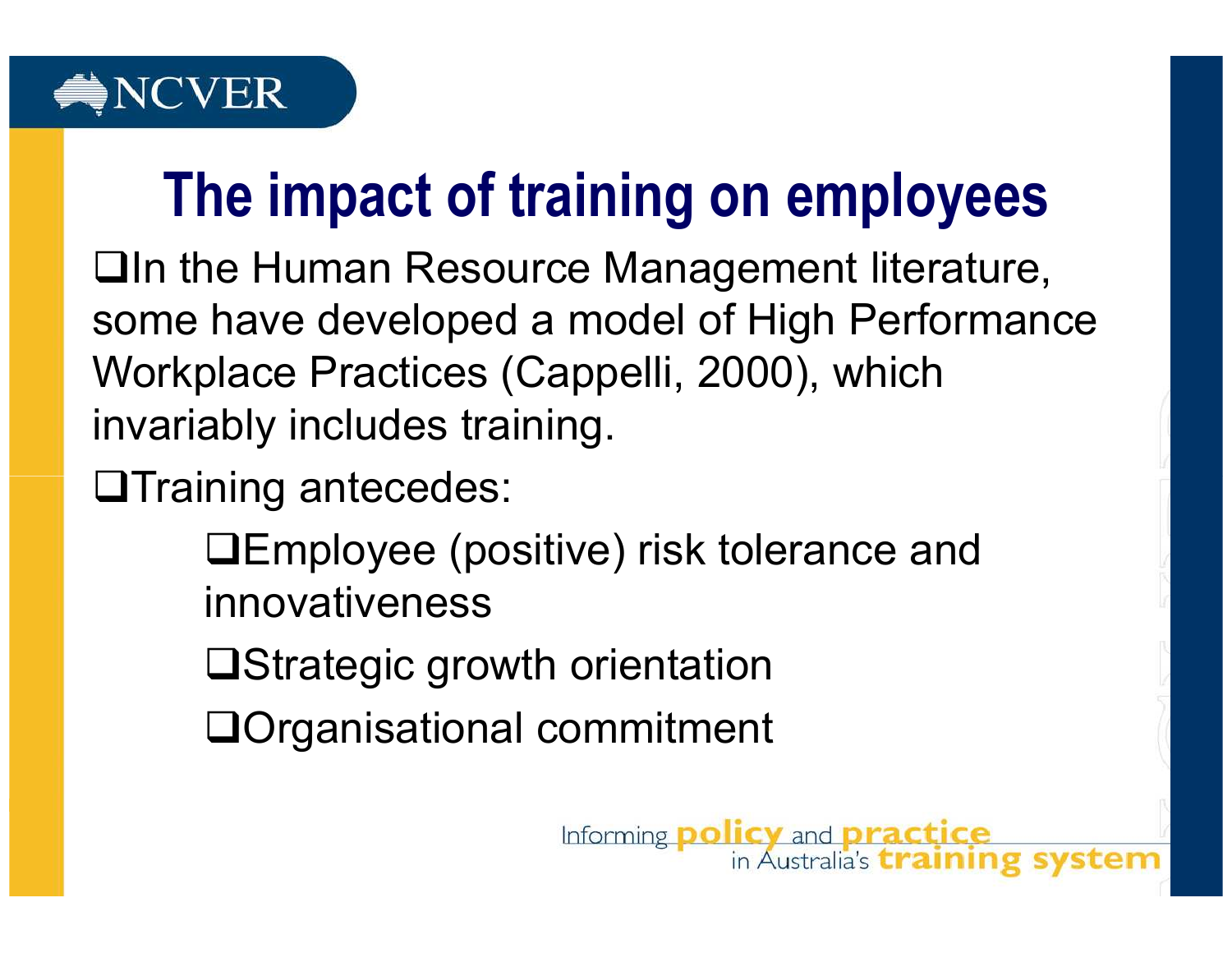# The impact of training on employees

- In the Human Resource Management literature, some have developed a model of High Performance Workplace Practices (Cappelli, 2000), which invariably includes training.
- Training antecedes:
  - Employee (positive) risk tolerance and innovativeness
  - Strategic growth orientation
  - Organisational commitment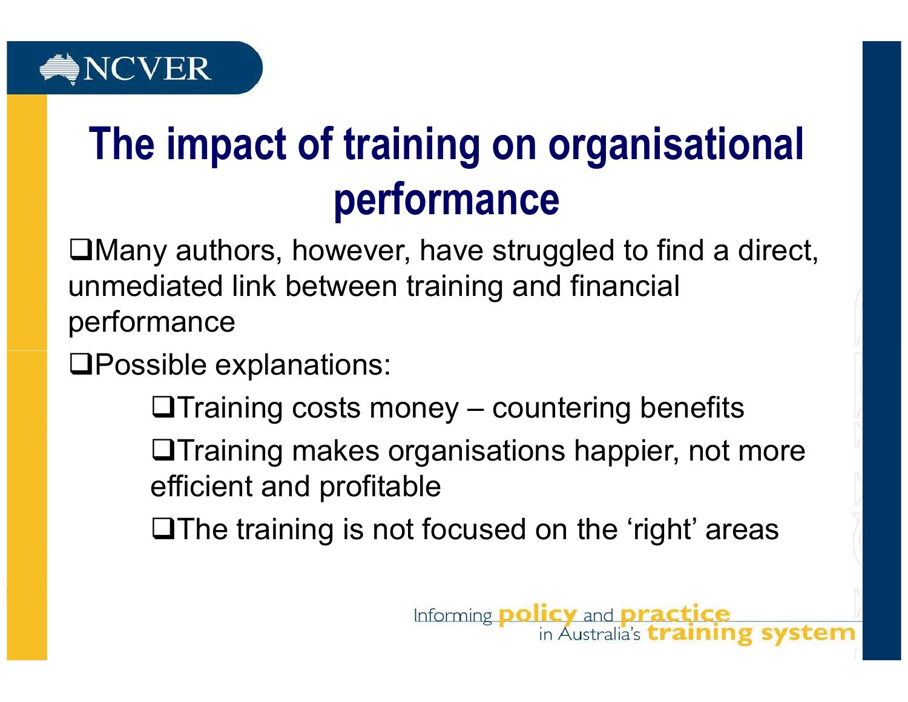# The impact of training on organisational performance

- Many authors, however, have struggled to find a direct, unmediated link between training and financial performance
- Possible explanations:
  - Training costs money – countering benefits
  - Training makes organisations happier, not more efficient and profitable
  - The training is not focused on the 'right' areas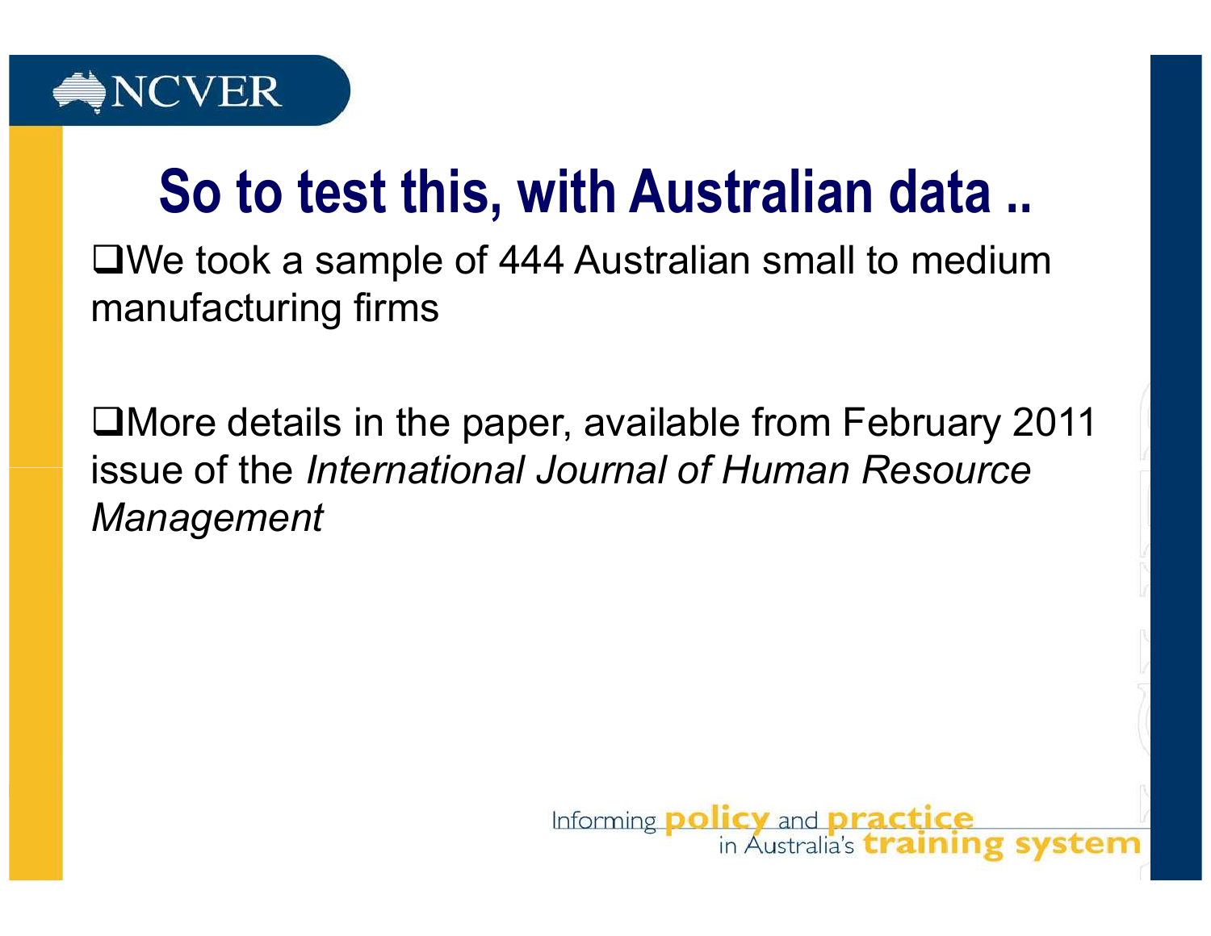# So to test this, with Australian data ..

- We took a sample of 444 Australian small to medium manufacturing firms

- More details in the paper, available from February 2011 issue of the *International Journal of Human Resource Management*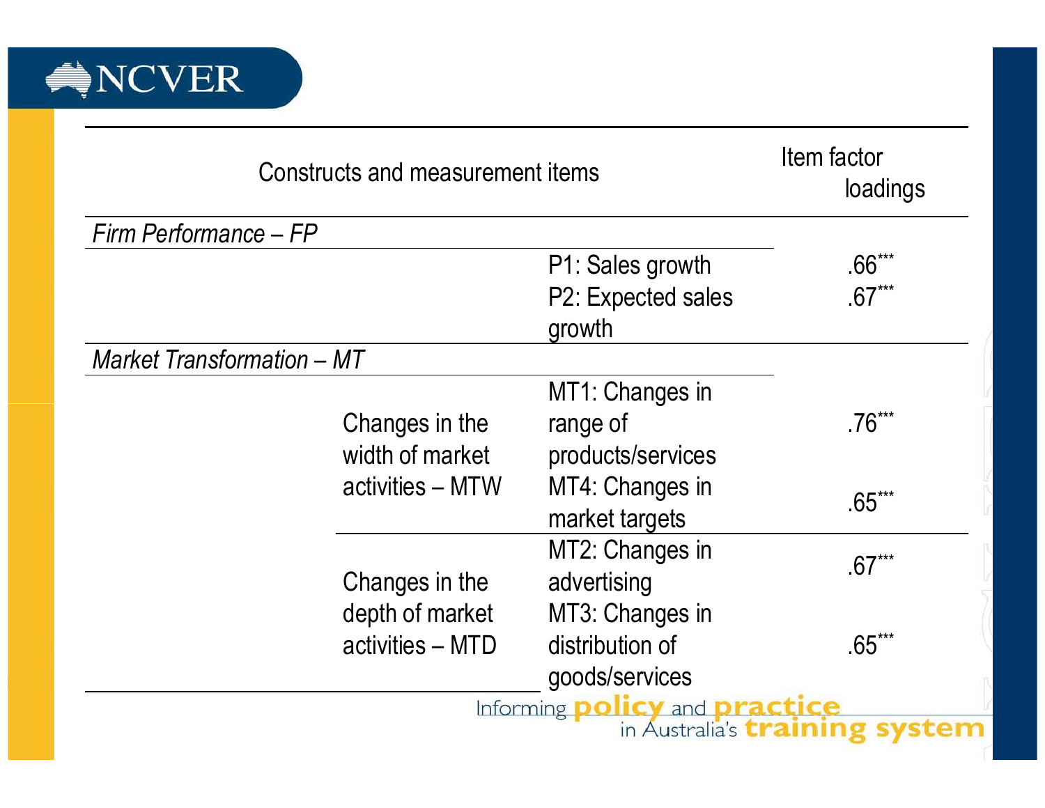| Constructs and measurement items | | | Item factor loadings |
|---|---|---|---|
| *Firm Performance – FP* | | | |
| | | P1: Sales growth | .66*** |
| | | P2: Expected sales growth | .67*** |
| *Market Transformation – MT* | | | |
| | Changes in the width of market activities – MTW | MT1: Changes in range of products/services | .76*** |
| | | MT4: Changes in market targets | .65*** |
| | Changes in the depth of market activities – MTD | MT2: Changes in advertising | .67*** |
| | | MT3: Changes in distribution of goods/services | .65*** |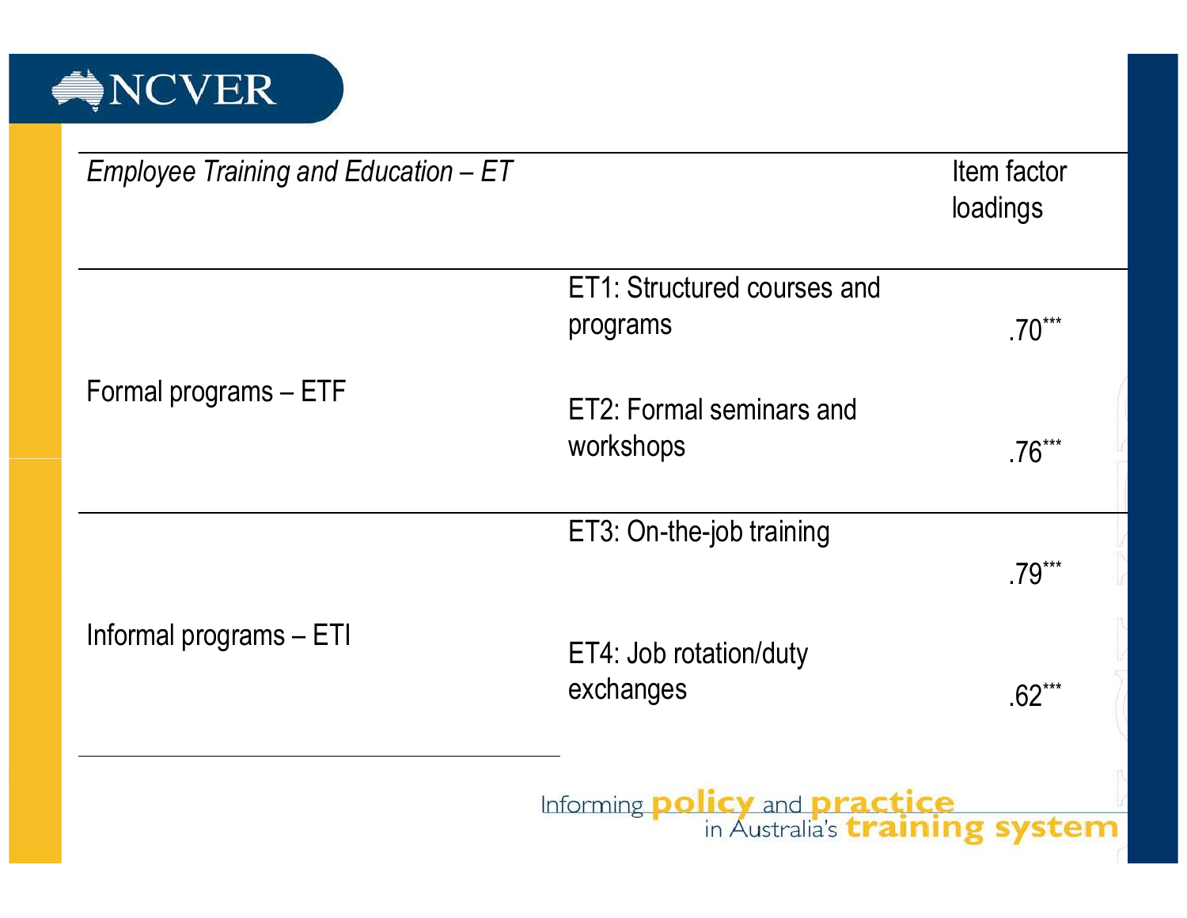| *Employee Training and Education – ET* | | Item factor loadings |
|---|---|---|
| Formal programs – ETF | ET1: Structured courses and programs | .70*** |
| | ET2: Formal seminars and workshops | .76*** |
| Informal programs – ETI | ET3: On-the-job training | .79*** |
| | ET4: Job rotation/duty exchanges | .62*** |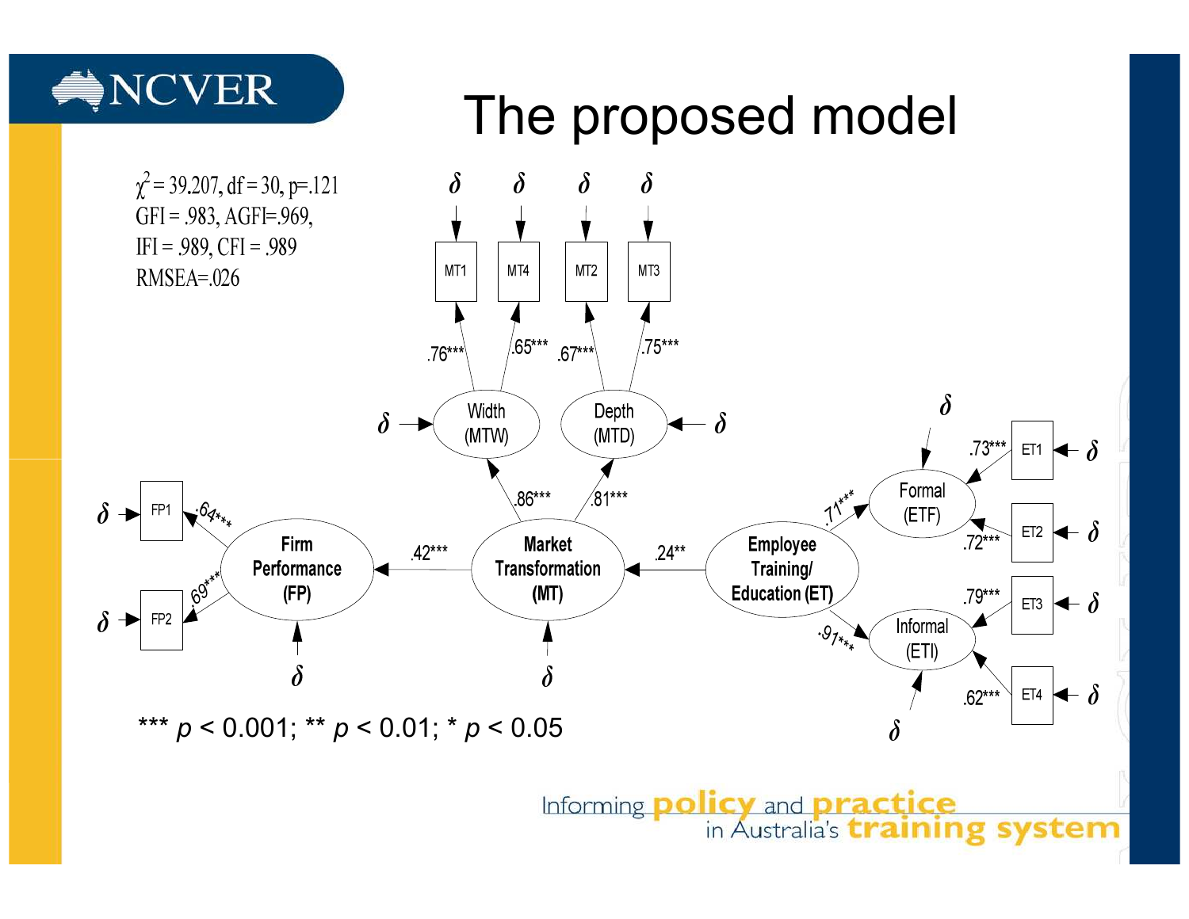# The proposed model

$\chi^2 = 39.207$, df = 30, p=.121
GFI = .983, AGFI=.969,
IFI = .989, CFI = .989
RMSEA=.026

*** $p < 0.001$; ** $p < 0.01$; * $p < 0.05$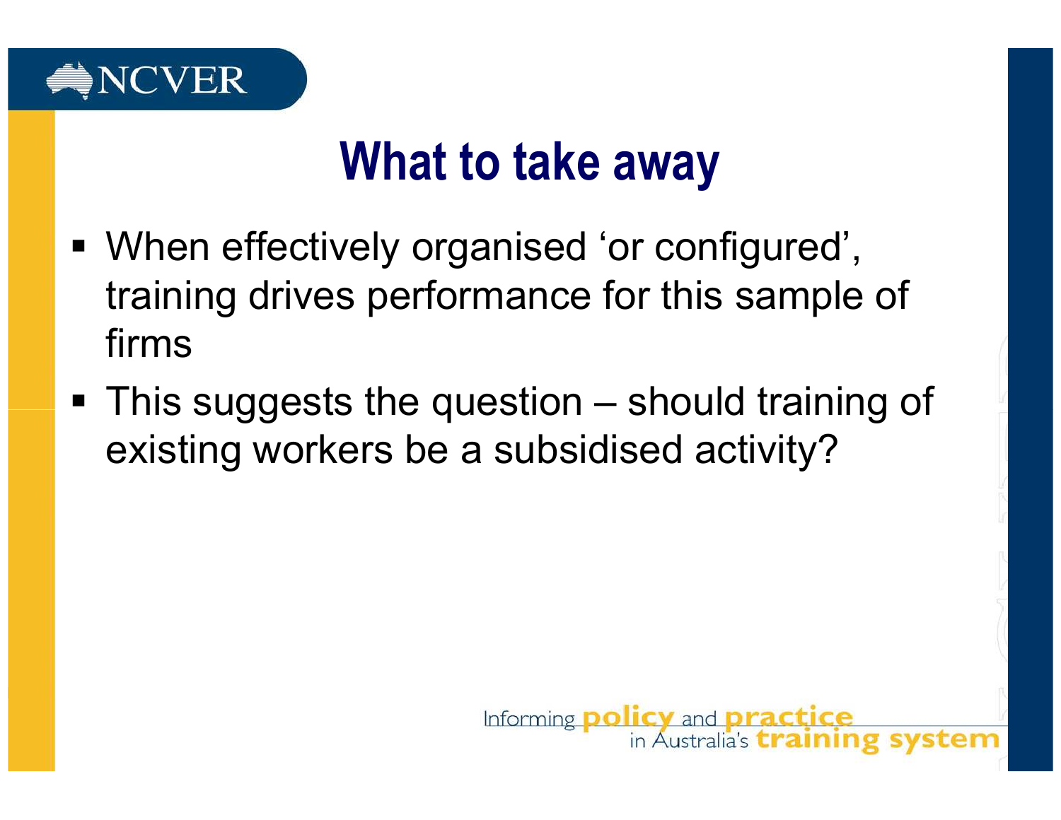# What to take away

- When effectively organised 'or configured', training drives performance for this sample of firms
- This suggests the question – should training of existing workers be a subsidised activity?